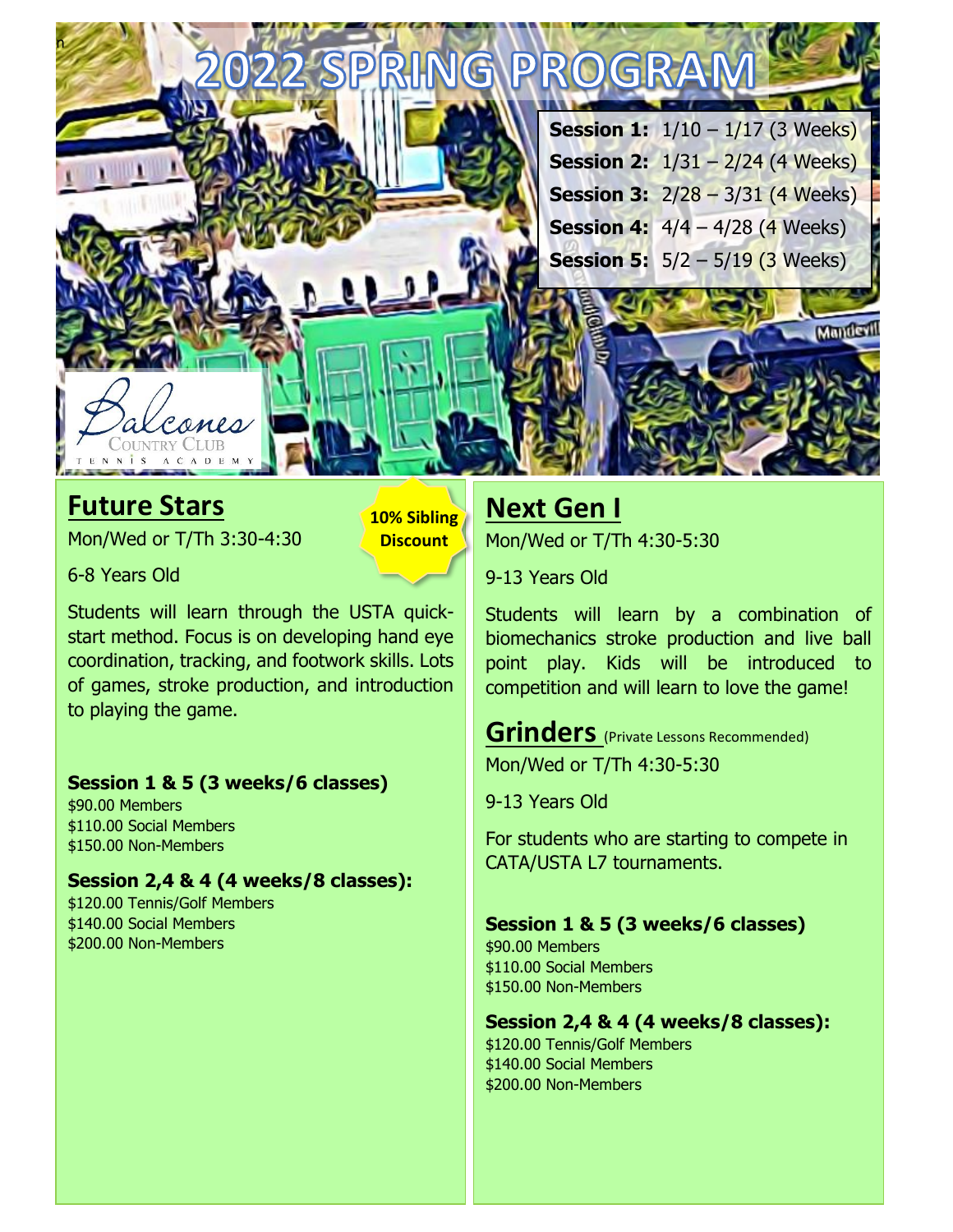# 2022 SPRING PROGRAM

**Session 1:** 1/10 – 1/17 (3 Weeks)
**Session 2:** 1/31 – 2/24 (4 Weeks)
**Session 3:** 2/28 – 3/31 (4 Weeks)
**Session 4:** 4/4 – 4/28 (4 Weeks)
**Session 5:** 5/2 – 5/19 (3 Weeks)

Balcones Country Club Tennis Academy

## Future Stars

**10% Sibling Discount**

Mon/Wed or T/Th 3:30-4:30

6-8 Years Old

Students will learn through the USTA quick-start method. Focus is on developing hand eye coordination, tracking, and footwork skills. Lots of games, stroke production, and introduction to playing the game.

**Session 1 & 5 (3 weeks/6 classes)**
$90.00 Members
$110.00 Social Members
$150.00 Non-Members

**Session 2,4 & 4 (4 weeks/8 classes):**
$120.00 Tennis/Golf Members
$140.00 Social Members
$200.00 Non-Members

## Next Gen I

Mon/Wed or T/Th 4:30-5:30

9-13 Years Old

Students will learn by a combination of biomechanics stroke production and live ball point play. Kids will be introduced to competition and will learn to love the game!

## Grinders (Private Lessons Recommended)

Mon/Wed or T/Th 4:30-5:30

9-13 Years Old

For students who are starting to compete in CATA/USTA L7 tournaments.

**Session 1 & 5 (3 weeks/6 classes)**
$90.00 Members
$110.00 Social Members
$150.00 Non-Members

**Session 2,4 & 4 (4 weeks/8 classes):**
$120.00 Tennis/Golf Members
$140.00 Social Members
$200.00 Non-Members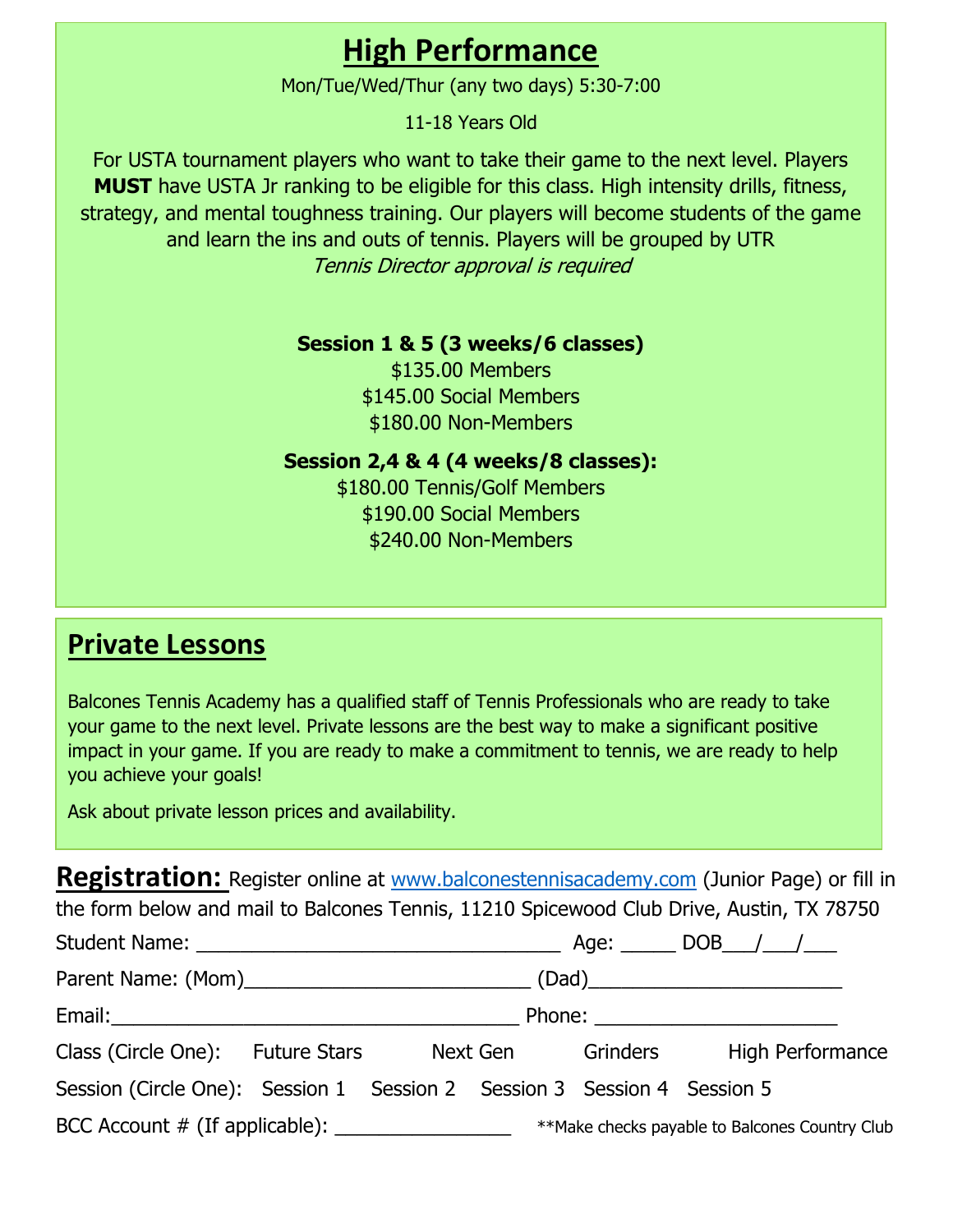## High Performance

Mon/Tue/Wed/Thur (any two days) 5:30-7:00

11-18 Years Old

For USTA tournament players who want to take their game to the next level. Players **MUST** have USTA Jr ranking to be eligible for this class. High intensity drills, fitness, strategy, and mental toughness training. Our players will become students of the game and learn the ins and outs of tennis. Players will be grouped by UTR

*Tennis Director approval is required*

**Session 1 & 5 (3 weeks/6 classes)**

$135.00 Members

$145.00 Social Members

$180.00 Non-Members

**Session 2,4 & 4 (4 weeks/8 classes):**

$180.00 Tennis/Golf Members

$190.00 Social Members

$240.00 Non-Members

## Private Lessons

Balcones Tennis Academy has a qualified staff of Tennis Professionals who are ready to take your game to the next level. Private lessons are the best way to make a significant positive impact in your game. If you are ready to make a commitment to tennis, we are ready to help you achieve your goals!

Ask about private lesson prices and availability.

**Registration:** Register online at www.balconestennisacademy.com (Junior Page) or fill in the form below and mail to Balcones Tennis, 11210 Spicewood Club Drive, Austin, TX 78750

Student Name: _________________________________ Age: _____ DOB___/___/___

Parent Name: (Mom)_________________________ (Dad)_______________________

Email:_____________________________________ Phone: _____________________

Class (Circle One): Future Stars Next Gen Grinders High Performance

Session (Circle One): Session 1 Session 2 Session 3 Session 4 Session 5

BCC Account # (If applicable): ________________ **Make checks payable to Balcones Country Club